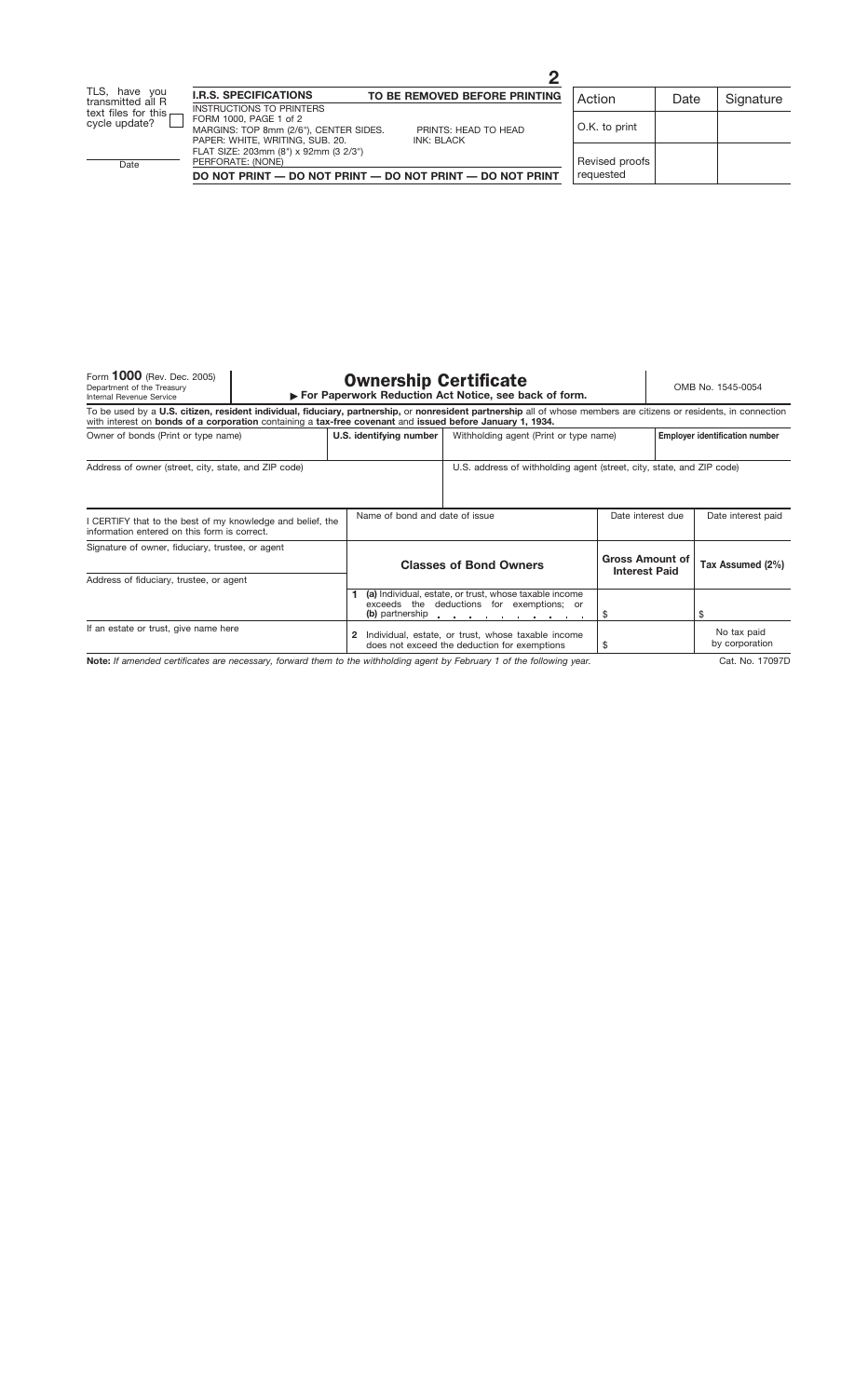TLS, have you transmitted all R text files for this cycle update? ☐

Date

**I.R.S. SPECIFICATIONS** — TO BE REMOVED BEFORE PRINTING

INSTRUCTIONS TO PRINTERS
FORM 1000, PAGE 1 of 2
MARGINS: TOP 8mm (2/6"), CENTER SIDES. PRINTS: HEAD TO HEAD
PAPER: WHITE, WRITING, SUB. 20. INK: BLACK
FLAT SIZE: 203mm (8") x 92mm (3 2/3")
PERFORATE: (NONE)

**DO NOT PRINT — DO NOT PRINT — DO NOT PRINT — DO NOT PRINT**

| Action | Date | Signature |
| --- | --- | --- |
| O.K. to print | | |
| Revised proofs requested | | |

Form **1000** (Rev. Dec. 2005)
Department of the Treasury
Internal Revenue Service

# Ownership Certificate

▶ **For Paperwork Reduction Act Notice, see back of form.**

OMB No. 1545-0054

To be used by a **U.S. citizen, resident individual, fiduciary, partnership,** or **nonresident partnership** all of whose members are citizens or residents, in connection with interest on **bonds of a corporation** containing a **tax-free covenant** and **issued before January 1, 1934.**

| Owner of bonds (Print or type name) | U.S. identifying number | Withholding agent (Print or type name) | Employer identification number |
| --- | --- | --- | --- |
| Address of owner (street, city, state, and ZIP code) | | U.S. address of withholding agent (street, city, state, and ZIP code) | |

| I CERTIFY that to the best of my knowledge and belief, the information entered on this form is correct. | Name of bond and date of issue | Date interest due | Date interest paid |
| --- | --- | --- | --- |
| Signature of owner, fiduciary, trustee, or agent | **Classes of Bond Owners** | **Gross Amount of Interest Paid** | **Tax Assumed (2%)** |
| Address of fiduciary, trustee, or agent | **1** **(a)** Individual, estate, or trust, whose taxable income exceeds the deductions for exemptions; or **(b)** partnership | $ | $ |
| If an estate or trust, give name here | **2** Individual, estate, or trust, whose taxable income does not exceed the deduction for exemptions | $ | No tax paid by corporation |

**Note:** *If amended certificates are necessary, forward them to the withholding agent by February 1 of the following year.*

Cat. No. 17097D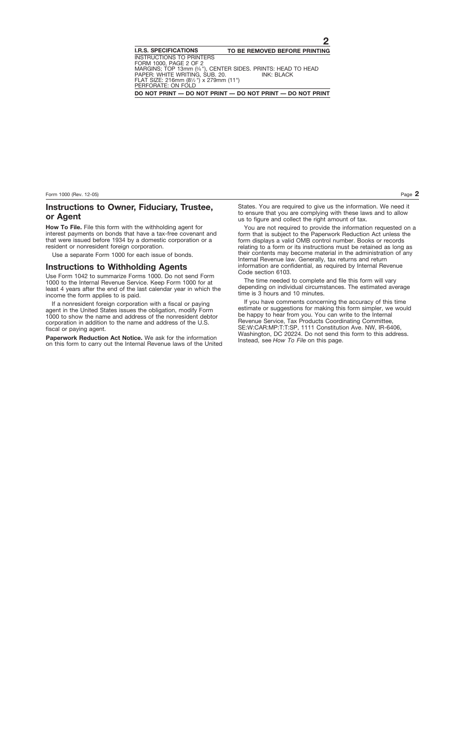**I.R.S. SPECIFICATIONS** **TO BE REMOVED BEFORE PRINTING**

INSTRUCTIONS TO PRINTERS
FORM 1000, PAGE 2 OF 2
MARGINS; TOP 13mm (½"), CENTER SIDES. PRINTS: HEAD TO HEAD
PAPER: WHITE WRITING, SUB. 20. INK: BLACK
FLAT SIZE: 216mm (8½") x 279mm (11")
PERFORATE: ON FOLD

**DO NOT PRINT — DO NOT PRINT — DO NOT PRINT — DO NOT PRINT**

## Instructions to Owner, Fiduciary, Trustee, or Agent

**How To File.** File this form with the withholding agent for interest payments on bonds that have a tax-free covenant and that were issued before 1934 by a domestic corporation or a resident or nonresident foreign corporation.

Use a separate Form 1000 for each issue of bonds.

## Instructions to Withholding Agents

Use Form 1042 to summarize Forms 1000. Do not send Form 1000 to the Internal Revenue Service. Keep Form 1000 for at least 4 years after the end of the last calendar year in which the income the form applies to is paid.

If a nonresident foreign corporation with a fiscal or paying agent in the United States issues the obligation, modify Form 1000 to show the name and address of the nonresident debtor corporation in addition to the name and address of the U.S. fiscal or paying agent.

**Paperwork Reduction Act Notice.** We ask for the information on this form to carry out the Internal Revenue laws of the United States. You are required to give us the information. We need it to ensure that you are complying with these laws and to allow us to figure and collect the right amount of tax.

You are not required to provide the information requested on a form that is subject to the Paperwork Reduction Act unless the form displays a valid OMB control number. Books or records relating to a form or its instructions must be retained as long as their contents may become material in the administration of any Internal Revenue law. Generally, tax returns and return information are confidential, as required by Internal Revenue Code section 6103.

The time needed to complete and file this form will vary depending on individual circumstances. The estimated average time is 3 hours and 10 minutes.

If you have comments concerning the accuracy of this time estimate or suggestions for making this form simpler, we would be happy to hear from you. You can write to the Internal Revenue Service, Tax Products Coordinating Committee, SE:W:CAR:MP:T:T:SP, 1111 Constitution Ave. NW, IR-6406, Washington, DC 20224. Do not send this form to this address. Instead, see *How To File* on this page.